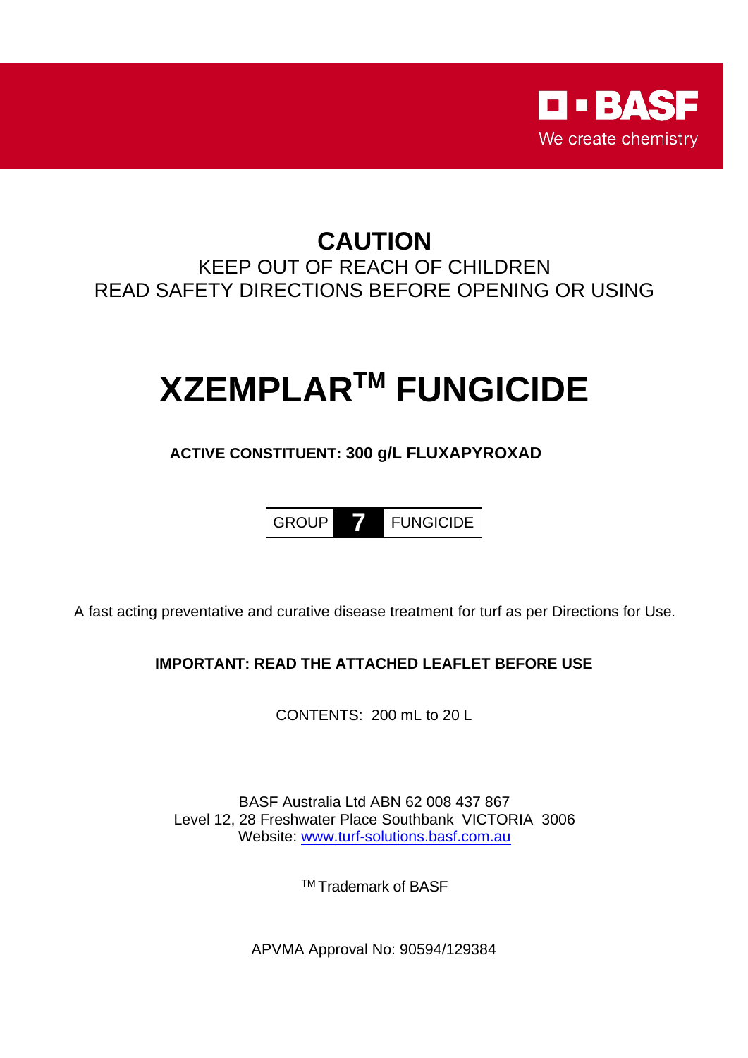**BASF**
We create chemistry

# CAUTION

KEEP OUT OF REACH OF CHILDREN
READ SAFETY DIRECTIONS BEFORE OPENING OR USING

# XZEMPLAR™ FUNGICIDE

**ACTIVE CONSTITUENT: 300 g/L FLUXAPYROXAD**

| GROUP | **7** | FUNGICIDE |
|---|---|---|

A fast acting preventative and curative disease treatment for turf as per Directions for Use.

**IMPORTANT: READ THE ATTACHED LEAFLET BEFORE USE**

CONTENTS: 200 mL to 20 L

BASF Australia Ltd ABN 62 008 437 867
Level 12, 28 Freshwater Place Southbank VICTORIA 3006
Website: www.turf-solutions.basf.com.au

™ Trademark of BASF

APVMA Approval No: 90594/129384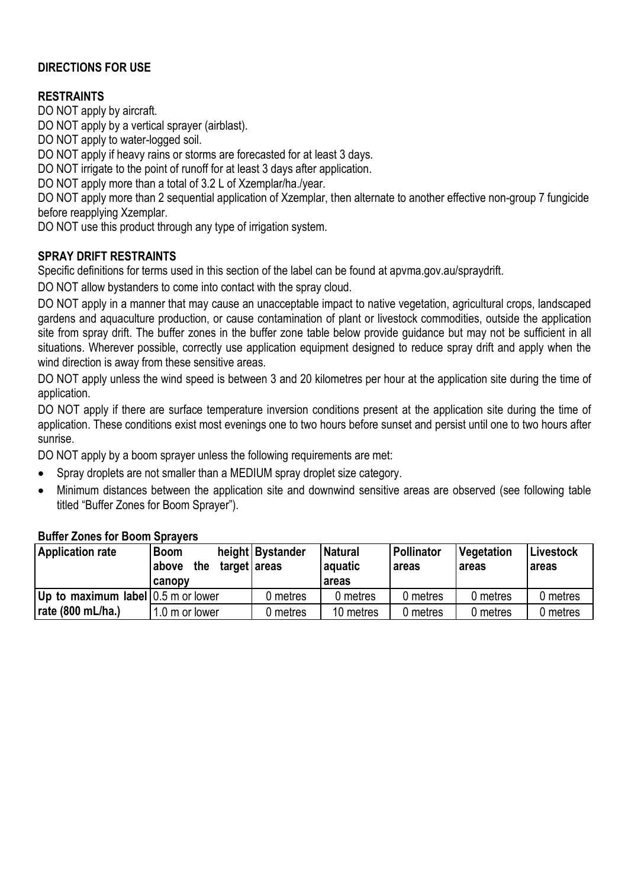## DIRECTIONS FOR USE

### RESTRAINTS

DO NOT apply by aircraft.

DO NOT apply by a vertical sprayer (airblast).

DO NOT apply to water-logged soil.

DO NOT apply if heavy rains or storms are forecasted for at least 3 days.

DO NOT irrigate to the point of runoff for at least 3 days after application.

DO NOT apply more than a total of 3.2 L of Xzemplar/ha./year.

DO NOT apply more than 2 sequential application of Xzemplar, then alternate to another effective non-group 7 fungicide before reapplying Xzemplar.

DO NOT use this product through any type of irrigation system.

### SPRAY DRIFT RESTRAINTS

Specific definitions for terms used in this section of the label can be found at apvma.gov.au/spraydrift.

DO NOT allow bystanders to come into contact with the spray cloud.

DO NOT apply in a manner that may cause an unacceptable impact to native vegetation, agricultural crops, landscaped gardens and aquaculture production, or cause contamination of plant or livestock commodities, outside the application site from spray drift. The buffer zones in the buffer zone table below provide guidance but may not be sufficient in all situations. Wherever possible, correctly use application equipment designed to reduce spray drift and apply when the wind direction is away from these sensitive areas.

DO NOT apply unless the wind speed is between 3 and 20 kilometres per hour at the application site during the time of application.

DO NOT apply if there are surface temperature inversion conditions present at the application site during the time of application. These conditions exist most evenings one to two hours before sunset and persist until one to two hours after sunrise.

DO NOT apply by a boom sprayer unless the following requirements are met:

- Spray droplets are not smaller than a MEDIUM spray droplet size category.
- Minimum distances between the application site and downwind sensitive areas are observed (see following table titled "Buffer Zones for Boom Sprayer").

**Buffer Zones for Boom Sprayers**

| Application rate | Boom height above the target canopy | Bystander areas | Natural aquatic areas | Pollinator areas | Vegetation areas | Livestock areas |
|---|---|---|---|---|---|---|
| Up to maximum label rate (800 mL/ha.) | 0.5 m or lower | 0 metres | 0 metres | 0 metres | 0 metres | 0 metres |
| | 1.0 m or lower | 0 metres | 10 metres | 0 metres | 0 metres | 0 metres |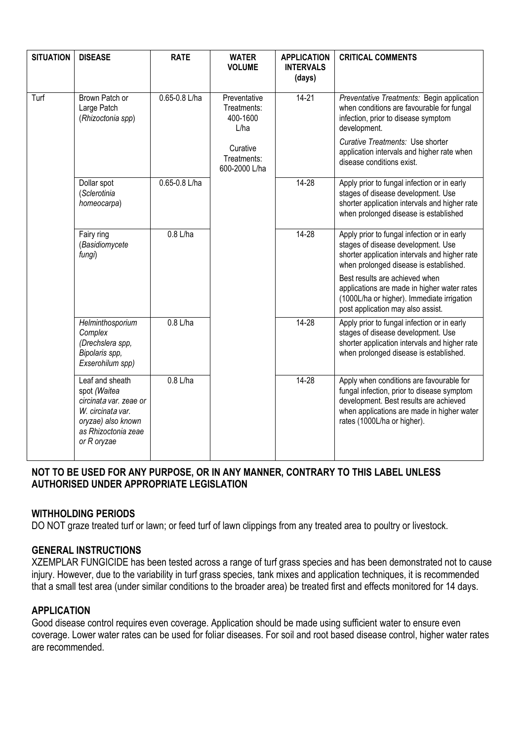| SITUATION | DISEASE | RATE | WATER VOLUME | APPLICATION INTERVALS (days) | CRITICAL COMMENTS |
|---|---|---|---|---|---|
| Turf | Brown Patch or Large Patch (*Rhizoctonia spp*) | 0.65-0.8 L/ha | Preventative Treatments: 400-1600 L/ha<br><br>Curative Treatments: 600-2000 L/ha | 14-21 | *Preventative Treatments:* Begin application when conditions are favourable for fungal infection, prior to disease symptom development.<br><br>*Curative Treatments:* Use shorter application intervals and higher rate when disease conditions exist. |
| | Dollar spot (*Sclerotinia homeocarpa*) | 0.65-0.8 L/ha | | 14-28 | Apply prior to fungal infection or in early stages of disease development. Use shorter application intervals and higher rate when prolonged disease is established |
| | Fairy ring (*Basidiomycete fungi*) | 0.8 L/ha | | 14-28 | Apply prior to fungal infection or in early stages of disease development. Use shorter application intervals and higher rate when prolonged disease is established.<br><br>Best results are achieved when applications are made in higher water rates (1000L/ha or higher). Immediate irrigation post application may also assist. |
| | *Helminthosporium Complex (Drechslera spp, Bipolaris spp, Exserohilum spp)* | 0.8 L/ha | | 14-28 | Apply prior to fungal infection or in early stages of disease development. Use shorter application intervals and higher rate when prolonged disease is established. |
| | Leaf and sheath spot *(Waitea circinata var. zeae or W. circinata var. oryzae) also known as Rhizoctonia zeae or R oryzae* | 0.8 L/ha | | 14-28 | Apply when conditions are favourable for fungal infection, prior to disease symptom development. Best results are achieved when applications are made in higher water rates (1000L/ha or higher). |

**NOT TO BE USED FOR ANY PURPOSE, OR IN ANY MANNER, CONTRARY TO THIS LABEL UNLESS AUTHORISED UNDER APPROPRIATE LEGISLATION**

## WITHHOLDING PERIODS

DO NOT graze treated turf or lawn; or feed turf of lawn clippings from any treated area to poultry or livestock.

## GENERAL INSTRUCTIONS

XZEMPLAR FUNGICIDE has been tested across a range of turf grass species and has been demonstrated not to cause injury. However, due to the variability in turf grass species, tank mixes and application techniques, it is recommended that a small test area (under similar conditions to the broader area) be treated first and effects monitored for 14 days.

## APPLICATION

Good disease control requires even coverage. Application should be made using sufficient water to ensure even coverage. Lower water rates can be used for foliar diseases. For soil and root based disease control, higher water rates are recommended.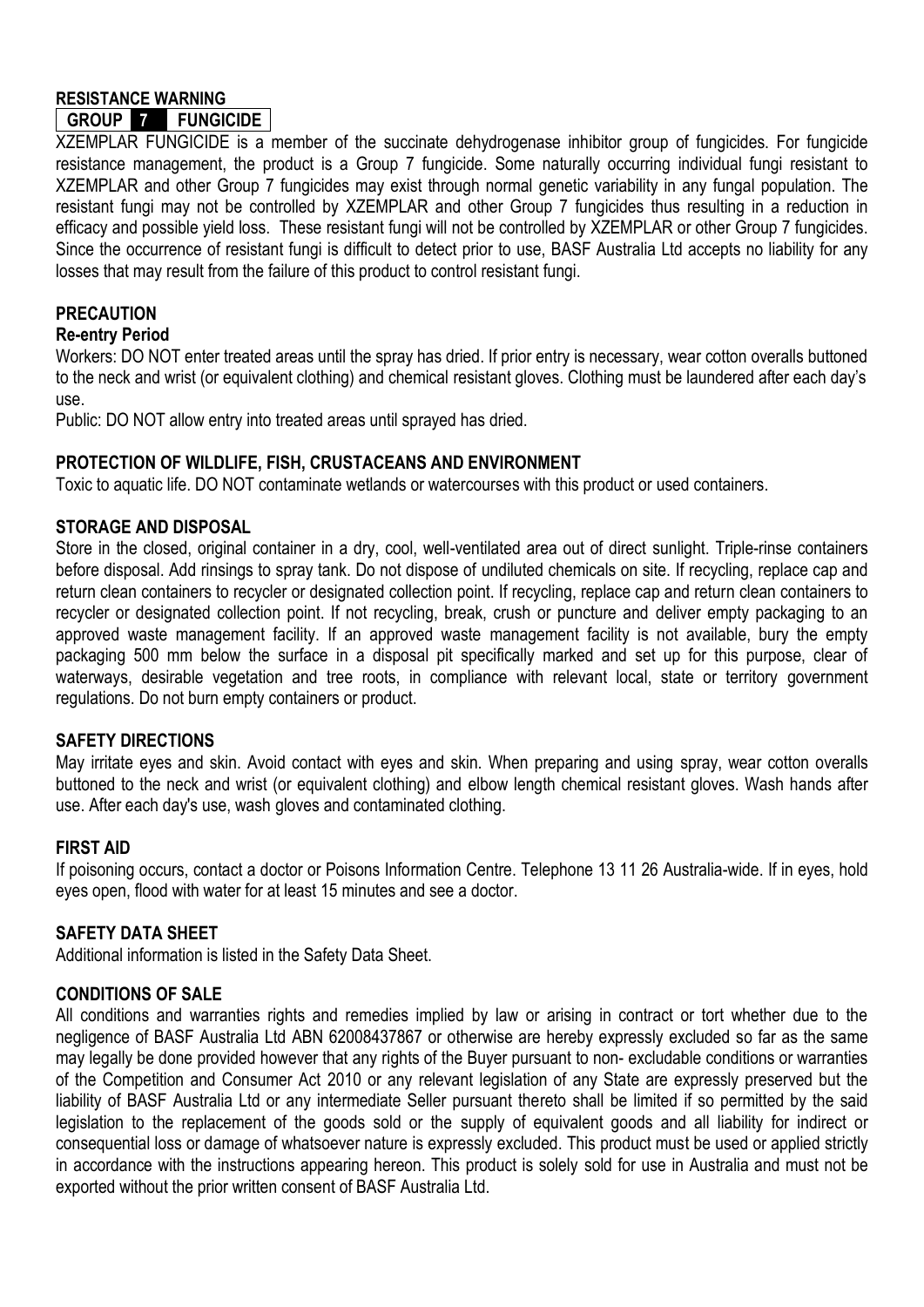**RESISTANCE WARNING**

| GROUP | 7 | FUNGICIDE |
|---|---|---|

XZEMPLAR FUNGICIDE is a member of the succinate dehydrogenase inhibitor group of fungicides. For fungicide resistance management, the product is a Group 7 fungicide. Some naturally occurring individual fungi resistant to XZEMPLAR and other Group 7 fungicides may exist through normal genetic variability in any fungal population. The resistant fungi may not be controlled by XZEMPLAR and other Group 7 fungicides thus resulting in a reduction in efficacy and possible yield loss. These resistant fungi will not be controlled by XZEMPLAR or other Group 7 fungicides. Since the occurrence of resistant fungi is difficult to detect prior to use, BASF Australia Ltd accepts no liability for any losses that may result from the failure of this product to control resistant fungi.

**PRECAUTION**

**Re-entry Period**

Workers: DO NOT enter treated areas until the spray has dried. If prior entry is necessary, wear cotton overalls buttoned to the neck and wrist (or equivalent clothing) and chemical resistant gloves. Clothing must be laundered after each day's use.

Public: DO NOT allow entry into treated areas until sprayed has dried.

**PROTECTION OF WILDLIFE, FISH, CRUSTACEANS AND ENVIRONMENT**

Toxic to aquatic life. DO NOT contaminate wetlands or watercourses with this product or used containers.

**STORAGE AND DISPOSAL**

Store in the closed, original container in a dry, cool, well-ventilated area out of direct sunlight. Triple-rinse containers before disposal. Add rinsings to spray tank. Do not dispose of undiluted chemicals on site. If recycling, replace cap and return clean containers to recycler or designated collection point. If recycling, replace cap and return clean containers to recycler or designated collection point. If not recycling, break, crush or puncture and deliver empty packaging to an approved waste management facility. If an approved waste management facility is not available, bury the empty packaging 500 mm below the surface in a disposal pit specifically marked and set up for this purpose, clear of waterways, desirable vegetation and tree roots, in compliance with relevant local, state or territory government regulations. Do not burn empty containers or product.

**SAFETY DIRECTIONS**

May irritate eyes and skin. Avoid contact with eyes and skin. When preparing and using spray, wear cotton overalls buttoned to the neck and wrist (or equivalent clothing) and elbow length chemical resistant gloves. Wash hands after use. After each day's use, wash gloves and contaminated clothing.

**FIRST AID**

If poisoning occurs, contact a doctor or Poisons Information Centre. Telephone 13 11 26 Australia-wide. If in eyes, hold eyes open, flood with water for at least 15 minutes and see a doctor.

**SAFETY DATA SHEET**

Additional information is listed in the Safety Data Sheet.

**CONDITIONS OF SALE**

All conditions and warranties rights and remedies implied by law or arising in contract or tort whether due to the negligence of BASF Australia Ltd ABN 62008437867 or otherwise are hereby expressly excluded so far as the same may legally be done provided however that any rights of the Buyer pursuant to non- excludable conditions or warranties of the Competition and Consumer Act 2010 or any relevant legislation of any State are expressly preserved but the liability of BASF Australia Ltd or any intermediate Seller pursuant thereto shall be limited if so permitted by the said legislation to the replacement of the goods sold or the supply of equivalent goods and all liability for indirect or consequential loss or damage of whatsoever nature is expressly excluded. This product must be used or applied strictly in accordance with the instructions appearing hereon. This product is solely sold for use in Australia and must not be exported without the prior written consent of BASF Australia Ltd.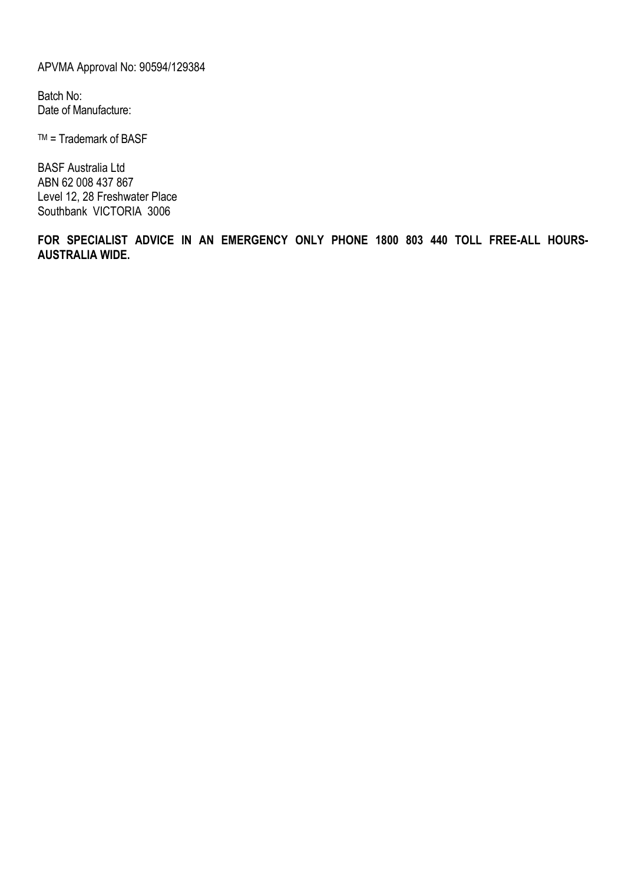APVMA Approval No: 90594/129384

Batch No:
Date of Manufacture:

TM = Trademark of BASF

BASF Australia Ltd
ABN 62 008 437 867
Level 12, 28 Freshwater Place
Southbank VICTORIA 3006

**FOR SPECIALIST ADVICE IN AN EMERGENCY ONLY PHONE 1800 803 440 TOLL FREE-ALL HOURS-AUSTRALIA WIDE.**